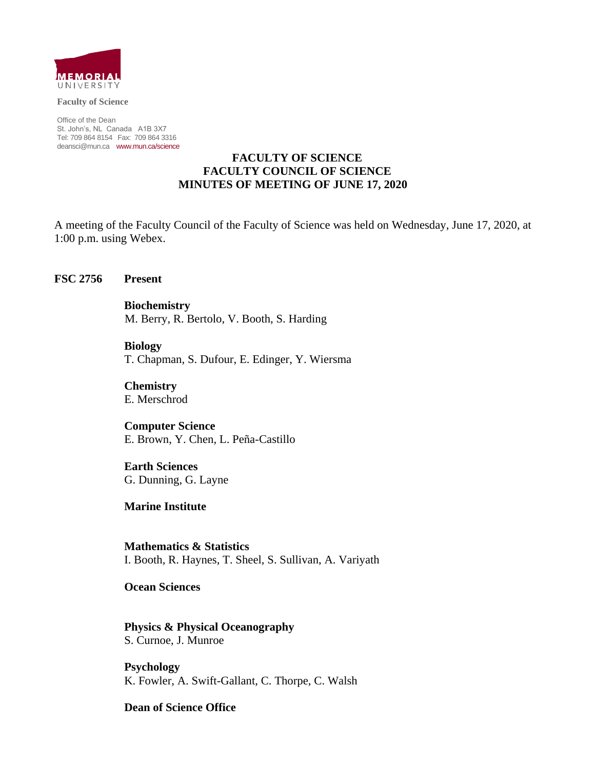MEMORIAL UNIVERSITY

**Faculty of Science**

Office of the Dean
St. John's, NL Canada A1B 3X7
Tel: 709 864 8154 Fax: 709 864 3316
deansci@mun.ca www.mun.ca/science

# FACULTY OF SCIENCE
# FACULTY COUNCIL OF SCIENCE
# MINUTES OF MEETING OF JUNE 17, 2020

A meeting of the Faculty Council of the Faculty of Science was held on Wednesday, June 17, 2020, at 1:00 p.m. using Webex.

**FSC 2756** **Present**

**Biochemistry**
M. Berry, R. Bertolo, V. Booth, S. Harding

**Biology**
T. Chapman, S. Dufour, E. Edinger, Y. Wiersma

**Chemistry**
E. Merschrod

**Computer Science**
E. Brown, Y. Chen, L. Peña-Castillo

**Earth Sciences**
G. Dunning, G. Layne

**Marine Institute**

**Mathematics & Statistics**
I. Booth, R. Haynes, T. Sheel, S. Sullivan, A. Variyath

**Ocean Sciences**

**Physics & Physical Oceanography**
S. Curnoe, J. Munroe

**Psychology**
K. Fowler, A. Swift-Gallant, C. Thorpe, C. Walsh

**Dean of Science Office**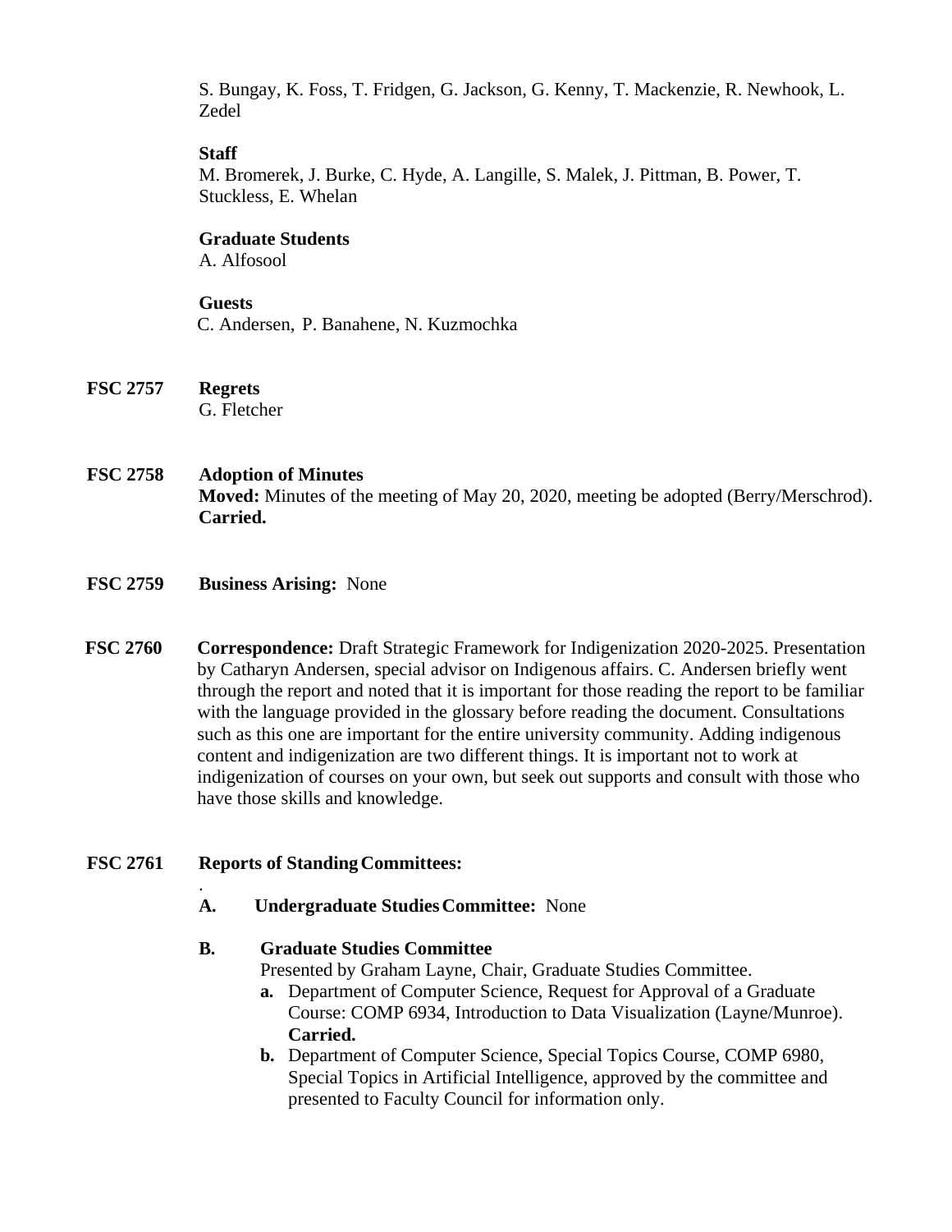S. Bungay, K. Foss, T. Fridgen, G. Jackson, G. Kenny, T. Mackenzie, R. Newhook, L. Zedel

**Staff**
M. Bromerek, J. Burke, C. Hyde, A. Langille, S. Malek, J. Pittman, B. Power, T. Stuckless, E. Whelan

**Graduate Students**
A. Alfosool

**Guests**
C. Andersen, P. Banahene, N. Kuzmochka

**FSC 2757** **Regrets**
G. Fletcher

**FSC 2758** **Adoption of Minutes**
**Moved:** Minutes of the meeting of May 20, 2020, meeting be adopted (Berry/Merschrod). **Carried.**

**FSC 2759** **Business Arising:** None

**FSC 2760** **Correspondence:** Draft Strategic Framework for Indigenization 2020-2025. Presentation by Catharyn Andersen, special advisor on Indigenous affairs. C. Andersen briefly went through the report and noted that it is important for those reading the report to be familiar with the language provided in the glossary before reading the document. Consultations such as this one are important for the entire university community. Adding indigenous content and indigenization are two different things. It is important not to work at indigenization of courses on your own, but seek out supports and consult with those who have those skills and knowledge.

**FSC 2761** **Reports of Standing Committees:**

.

**A. Undergraduate Studies Committee:** None

**B. Graduate Studies Committee**
Presented by Graham Layne, Chair, Graduate Studies Committee.

- **a.** Department of Computer Science, Request for Approval of a Graduate Course: COMP 6934, Introduction to Data Visualization (Layne/Munroe). **Carried.**
- **b.** Department of Computer Science, Special Topics Course, COMP 6980, Special Topics in Artificial Intelligence, approved by the committee and presented to Faculty Council for information only.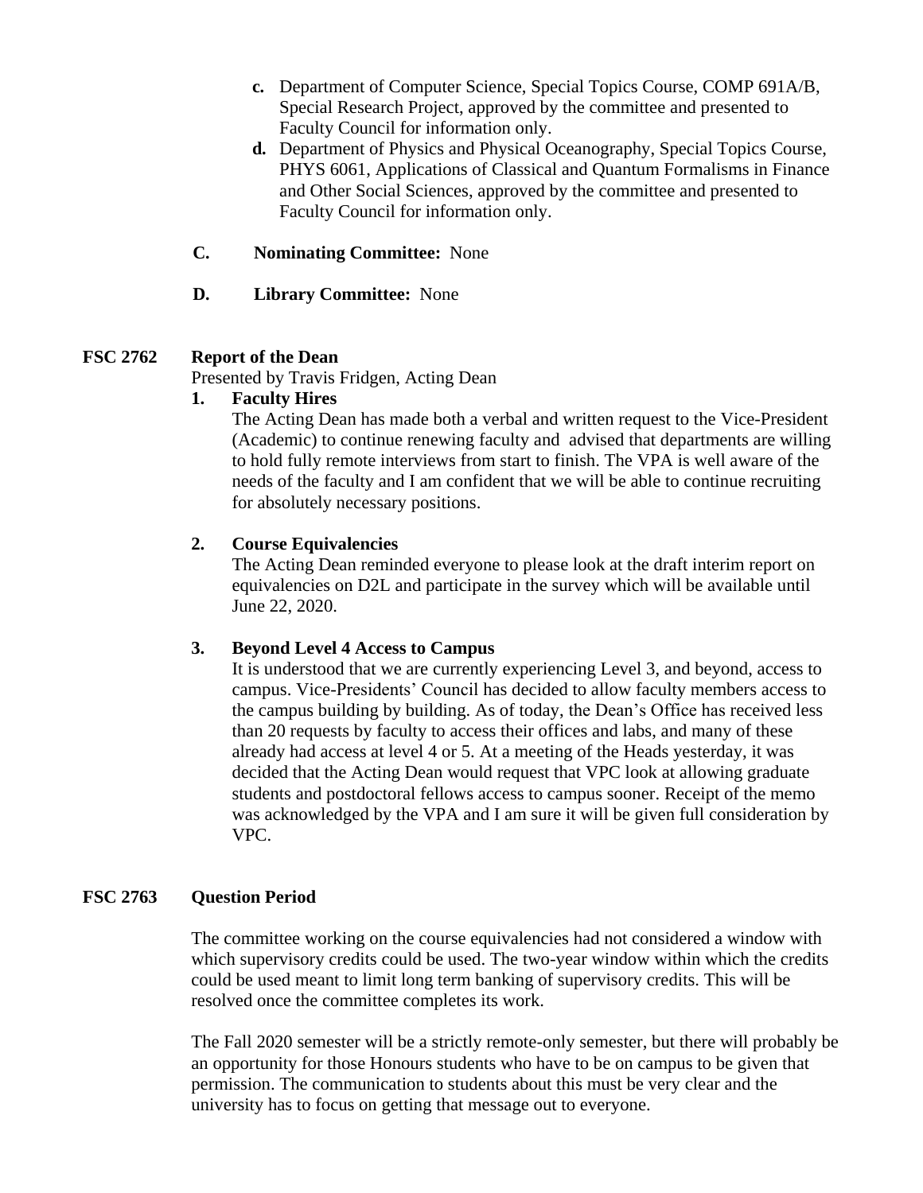c. Department of Computer Science, Special Topics Course, COMP 691A/B, Special Research Project, approved by the committee and presented to Faculty Council for information only.

d. Department of Physics and Physical Oceanography, Special Topics Course, PHYS 6061, Applications of Classical and Quantum Formalisms in Finance and Other Social Sciences, approved by the committee and presented to Faculty Council for information only.

**C. Nominating Committee:** None

**D. Library Committee:** None

## FSC 2762 Report of the Dean

Presented by Travis Fridgen, Acting Dean

**1. Faculty Hires**

The Acting Dean has made both a verbal and written request to the Vice-President (Academic) to continue renewing faculty and advised that departments are willing to hold fully remote interviews from start to finish. The VPA is well aware of the needs of the faculty and I am confident that we will be able to continue recruiting for absolutely necessary positions.

**2. Course Equivalencies**

The Acting Dean reminded everyone to please look at the draft interim report on equivalencies on D2L and participate in the survey which will be available until June 22, 2020.

**3. Beyond Level 4 Access to Campus**

It is understood that we are currently experiencing Level 3, and beyond, access to campus. Vice-Presidents' Council has decided to allow faculty members access to the campus building by building. As of today, the Dean's Office has received less than 20 requests by faculty to access their offices and labs, and many of these already had access at level 4 or 5. At a meeting of the Heads yesterday, it was decided that the Acting Dean would request that VPC look at allowing graduate students and postdoctoral fellows access to campus sooner. Receipt of the memo was acknowledged by the VPA and I am sure it will be given full consideration by VPC.

## FSC 2763 Question Period

The committee working on the course equivalencies had not considered a window with which supervisory credits could be used. The two-year window within which the credits could be used meant to limit long term banking of supervisory credits. This will be resolved once the committee completes its work.

The Fall 2020 semester will be a strictly remote-only semester, but there will probably be an opportunity for those Honours students who have to be on campus to be given that permission. The communication to students about this must be very clear and the university has to focus on getting that message out to everyone.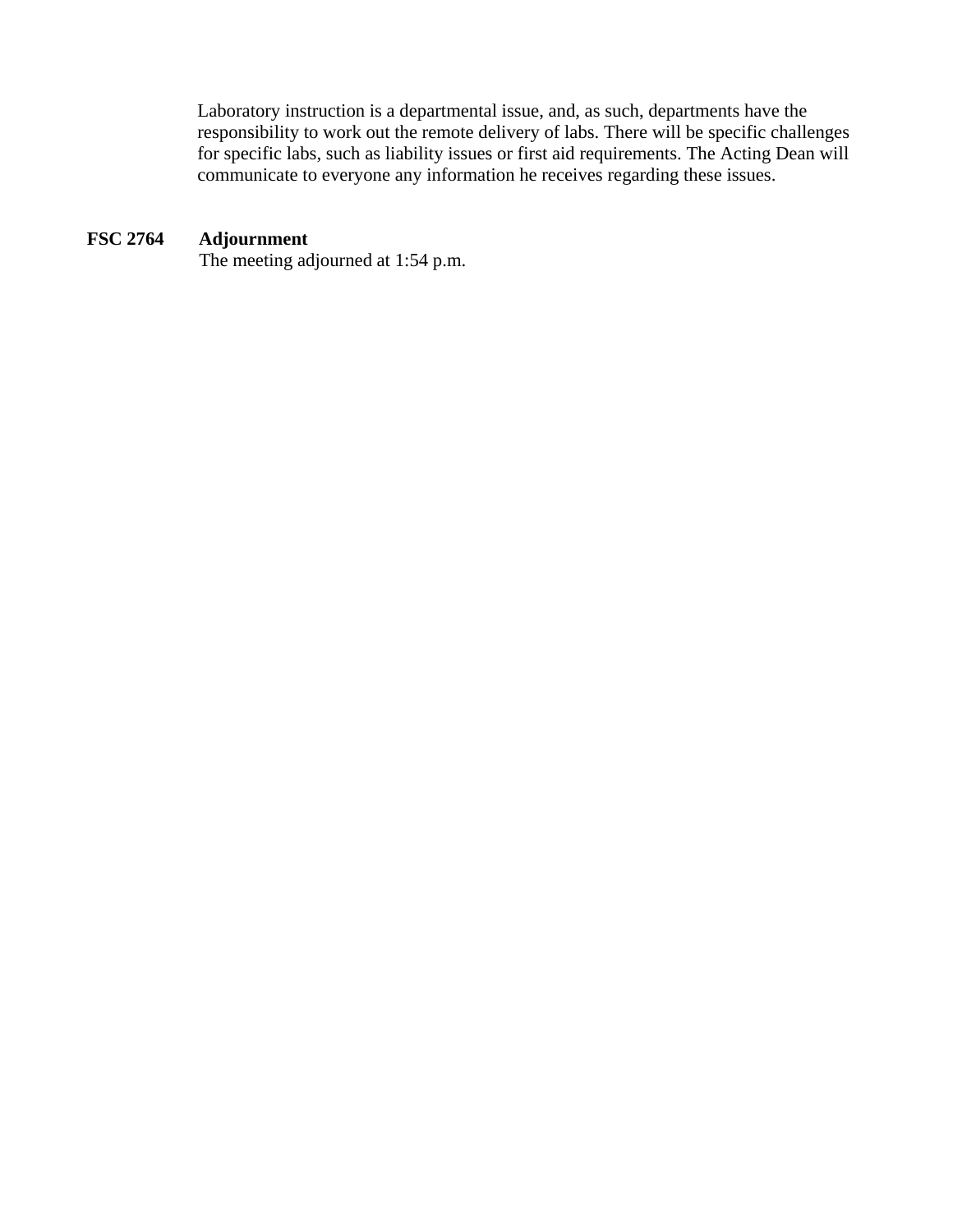Laboratory instruction is a departmental issue, and, as such, departments have the responsibility to work out the remote delivery of labs. There will be specific challenges for specific labs, such as liability issues or first aid requirements. The Acting Dean will communicate to everyone any information he receives regarding these issues.

**FSC 2764 Adjournment**

The meeting adjourned at 1:54 p.m.